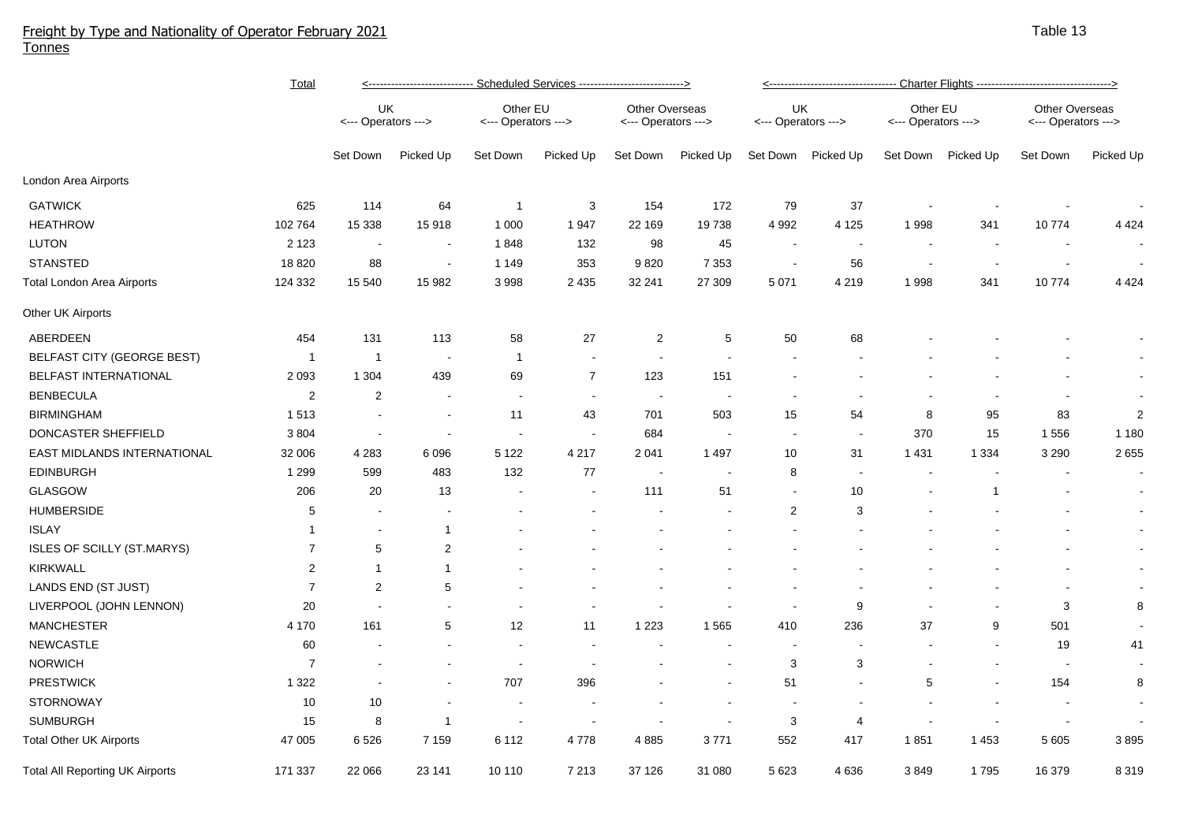# Freight by Type and Nationality of Operator February 2021

Tonnes

Table 13

| | Total | Scheduled Services | | | | | | Charter Flights | | | | | |
|---|---|---|---|---|---|---|---|---|---|---|---|---|---|
| | | UK <--- Operators ---> | | Other EU <--- Operators ---> | | Other Overseas <--- Operators ---> | | UK <--- Operators ---> | | Other EU <--- Operators ---> | | Other Overseas <--- Operators ---> | |
| | | Set Down | Picked Up | Set Down | Picked Up | Set Down | Picked Up | Set Down | Picked Up | Set Down | Picked Up | Set Down | Picked Up |
| London Area Airports | | | | | | | | | | | | | |
| GATWICK | 625 | 114 | 64 | 1 | 3 | 154 | 172 | 79 | 37 | - | - | - | - |
| HEATHROW | 102 764 | 15 338 | 15 918 | 1 000 | 1 947 | 22 169 | 19 738 | 4 992 | 4 125 | 1 998 | 341 | 10 774 | 4 424 |
| LUTON | 2 123 | - | - | 1 848 | 132 | 98 | 45 | - | - | - | - | - | - |
| STANSTED | 18 820 | 88 | - | 1 149 | 353 | 9 820 | 7 353 | - | 56 | - | - | - | - |
| Total London Area Airports | 124 332 | 15 540 | 15 982 | 3 998 | 2 435 | 32 241 | 27 309 | 5 071 | 4 219 | 1 998 | 341 | 10 774 | 4 424 |
| Other UK Airports | | | | | | | | | | | | | |
| ABERDEEN | 454 | 131 | 113 | 58 | 27 | 2 | 5 | 50 | 68 | - | - | - | - |
| BELFAST CITY (GEORGE BEST) | 1 | 1 | - | 1 | - | - | - | - | - | - | - | - | - |
| BELFAST INTERNATIONAL | 2 093 | 1 304 | 439 | 69 | 7 | 123 | 151 | - | - | - | - | - | - |
| BENBECULA | 2 | 2 | - | - | - | - | - | - | - | - | - | - | - |
| BIRMINGHAM | 1 513 | - | - | 11 | 43 | 701 | 503 | 15 | 54 | 8 | 95 | 83 | 2 |
| DONCASTER SHEFFIELD | 3 804 | - | - | - | - | 684 | - | - | - | 370 | 15 | 1 556 | 1 180 |
| EAST MIDLANDS INTERNATIONAL | 32 006 | 4 283 | 6 096 | 5 122 | 4 217 | 2 041 | 1 497 | 10 | 31 | 1 431 | 1 334 | 3 290 | 2 655 |
| EDINBURGH | 1 299 | 599 | 483 | 132 | 77 | - | - | 8 | - | - | - | - | - |
| GLASGOW | 206 | 20 | 13 | - | - | 111 | 51 | - | 10 | - | 1 | - | - |
| HUMBERSIDE | 5 | - | - | - | - | - | - | 2 | 3 | - | - | - | - |
| ISLAY | 1 | - | 1 | - | - | - | - | - | - | - | - | - | - |
| ISLES OF SCILLY (ST.MARYS) | 7 | 5 | 2 | - | - | - | - | - | - | - | - | - | - |
| KIRKWALL | 2 | 1 | 1 | - | - | - | - | - | - | - | - | - | - |
| LANDS END (ST JUST) | 7 | 2 | 5 | - | - | - | - | - | - | - | - | - | - |
| LIVERPOOL (JOHN LENNON) | 20 | - | - | - | - | - | - | - | 9 | - | - | 3 | 8 |
| MANCHESTER | 4 170 | 161 | 5 | 12 | 11 | 1 223 | 1 565 | 410 | 236 | 37 | 9 | 501 | - |
| NEWCASTLE | 60 | - | - | - | - | - | - | - | - | - | - | 19 | 41 |
| NORWICH | 7 | - | - | - | - | - | - | 3 | 3 | - | - | - | - |
| PRESTWICK | 1 322 | - | - | 707 | 396 | - | - | 51 | - | 5 | - | 154 | 8 |
| STORNOWAY | 10 | 10 | - | - | - | - | - | - | - | - | - | - | - |
| SUMBURGH | 15 | 8 | 1 | - | - | - | - | 3 | 4 | - | - | - | - |
| Total Other UK Airports | 47 005 | 6 526 | 7 159 | 6 112 | 4 778 | 4 885 | 3 771 | 552 | 417 | 1 851 | 1 453 | 5 605 | 3 895 |
| Total All Reporting UK Airports | 171 337 | 22 066 | 23 141 | 10 110 | 7 213 | 37 126 | 31 080 | 5 623 | 4 636 | 3 849 | 1 795 | 16 379 | 8 319 |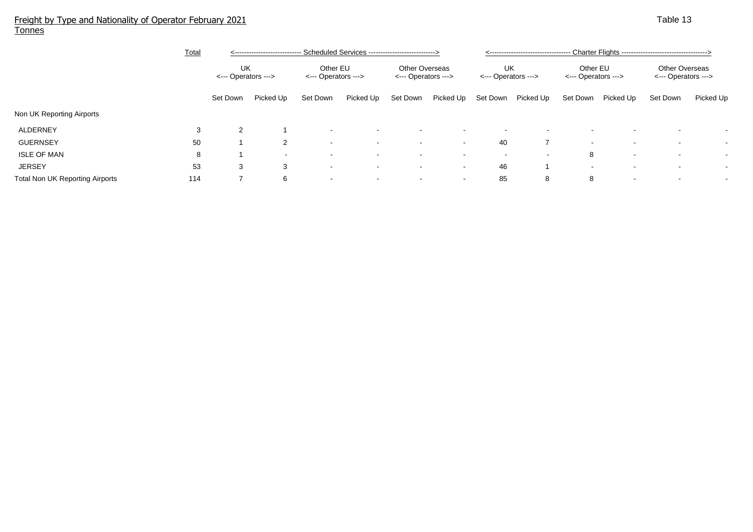# Freight by Type and Nationality of Operator February 2021

Tonnes

Table 13

| | Total | Scheduled Services | | | | | | Charter Flights | | | | | |
|---|---|---|---|---|---|---|---|---|---|---|---|---|---|
| | | UK <--- Operators ---> | | Other EU <--- Operators ---> | | Other Overseas <--- Operators ---> | | UK <--- Operators ---> | | Other EU <--- Operators ---> | | Other Overseas <--- Operators ---> | |
| | | Set Down | Picked Up | Set Down | Picked Up | Set Down | Picked Up | Set Down | Picked Up | Set Down | Picked Up | Set Down | Picked Up |
| Non UK Reporting Airports | | | | | | | | | | | | | |
| ALDERNEY | 3 | 2 | 1 | - | - | - | - | - | - | - | - | - | - |
| GUERNSEY | 50 | 1 | 2 | - | - | - | - | 40 | 7 | - | - | - | - |
| ISLE OF MAN | 8 | 1 | - | - | - | - | - | - | - | 8 | - | - | - |
| JERSEY | 53 | 3 | 3 | - | - | - | - | 46 | 1 | - | - | - | - |
| Total Non UK Reporting Airports | 114 | 7 | 6 | - | - | - | - | 85 | 8 | 8 | - | - | - |